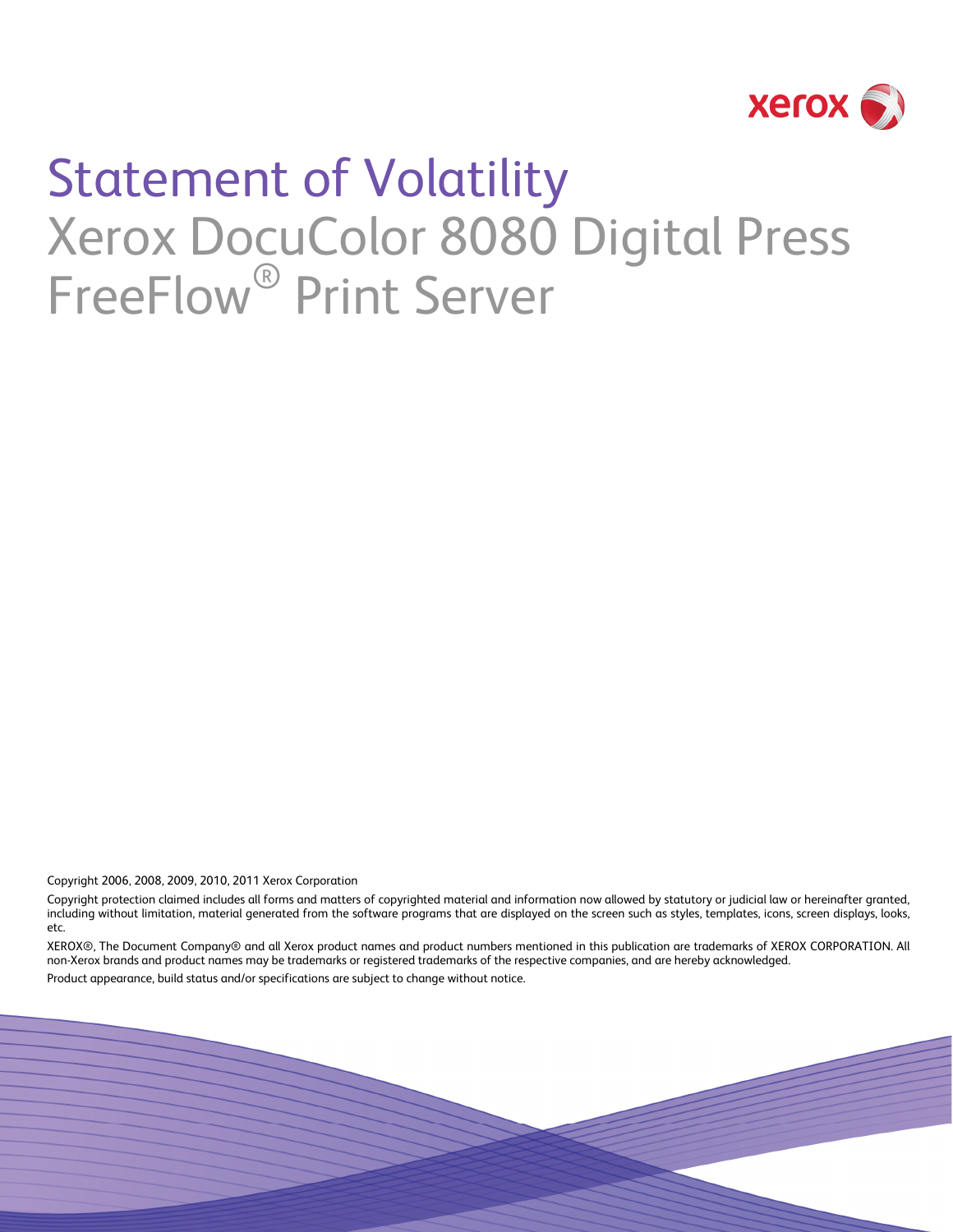# Statement of Volatility

## Xerox DocuColor 8080 Digital Press FreeFlow® Print Server

Copyright 2006, 2008, 2009, 2010, 2011 Xerox Corporation

Copyright protection claimed includes all forms and matters of copyrighted material and information now allowed by statutory or judicial law or hereinafter granted, including without limitation, material generated from the software programs that are displayed on the screen such as styles, templates, icons, screen displays, looks, etc.

XEROX®, The Document Company® and all Xerox product names and product numbers mentioned in this publication are trademarks of XEROX CORPORATION. All non-Xerox brands and product names may be trademarks or registered trademarks of the respective companies, and are hereby acknowledged.

Product appearance, build status and/or specifications are subject to change without notice.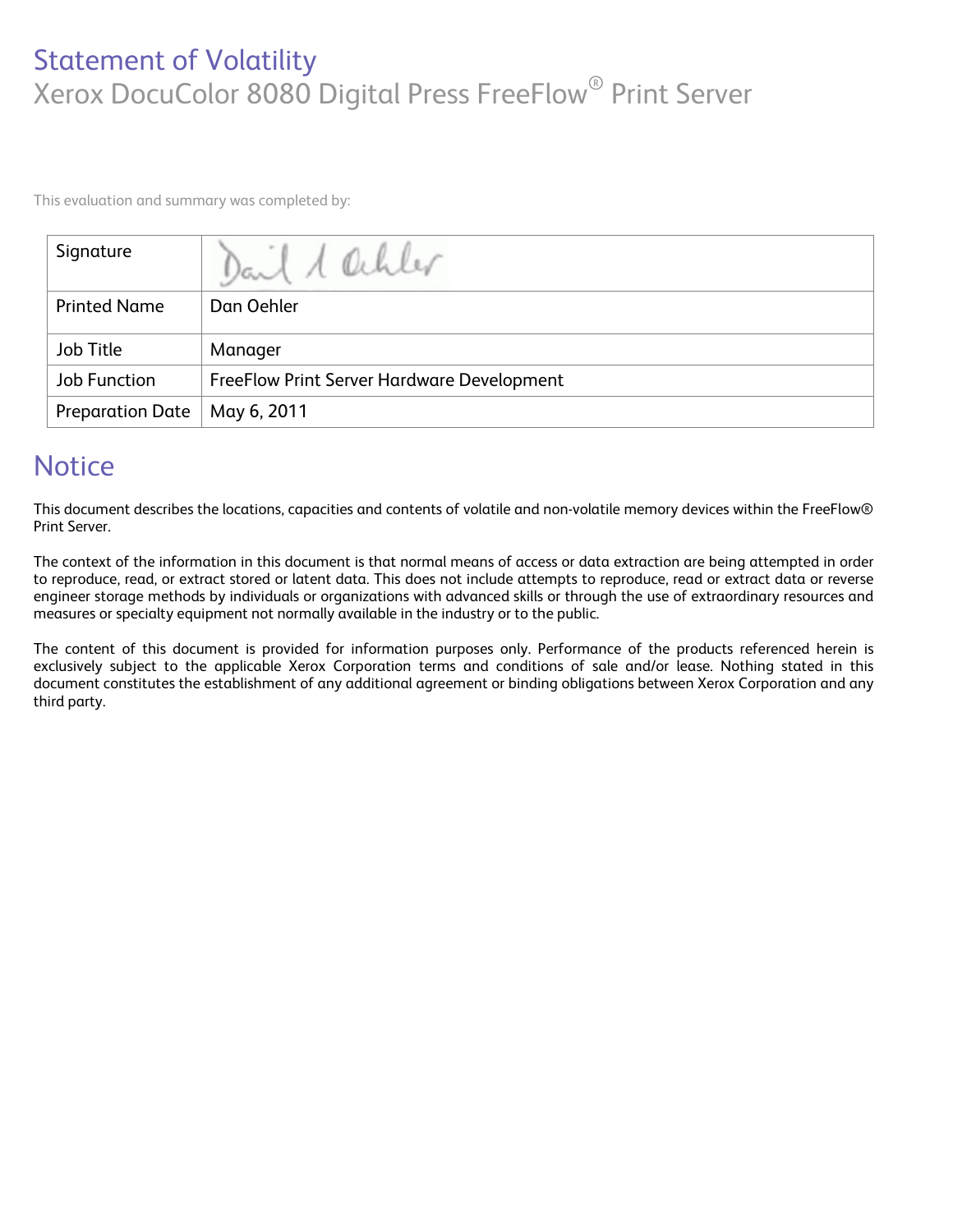# Statement of Volatility

## Xerox DocuColor 8080 Digital Press FreeFlow® Print Server

This evaluation and summary was completed by:

| Signature | Dan A Oehler |
|---|---|
| Printed Name | Dan Oehler |
| Job Title | Manager |
| Job Function | FreeFlow Print Server Hardware Development |
| Preparation Date | May 6, 2011 |

# Notice

This document describes the locations, capacities and contents of volatile and non-volatile memory devices within the FreeFlow® Print Server.

The context of the information in this document is that normal means of access or data extraction are being attempted in order to reproduce, read, or extract stored or latent data. This does not include attempts to reproduce, read or extract data or reverse engineer storage methods by individuals or organizations with advanced skills or through the use of extraordinary resources and measures or specialty equipment not normally available in the industry or to the public.

The content of this document is provided for information purposes only. Performance of the products referenced herein is exclusively subject to the applicable Xerox Corporation terms and conditions of sale and/or lease. Nothing stated in this document constitutes the establishment of any additional agreement or binding obligations between Xerox Corporation and any third party.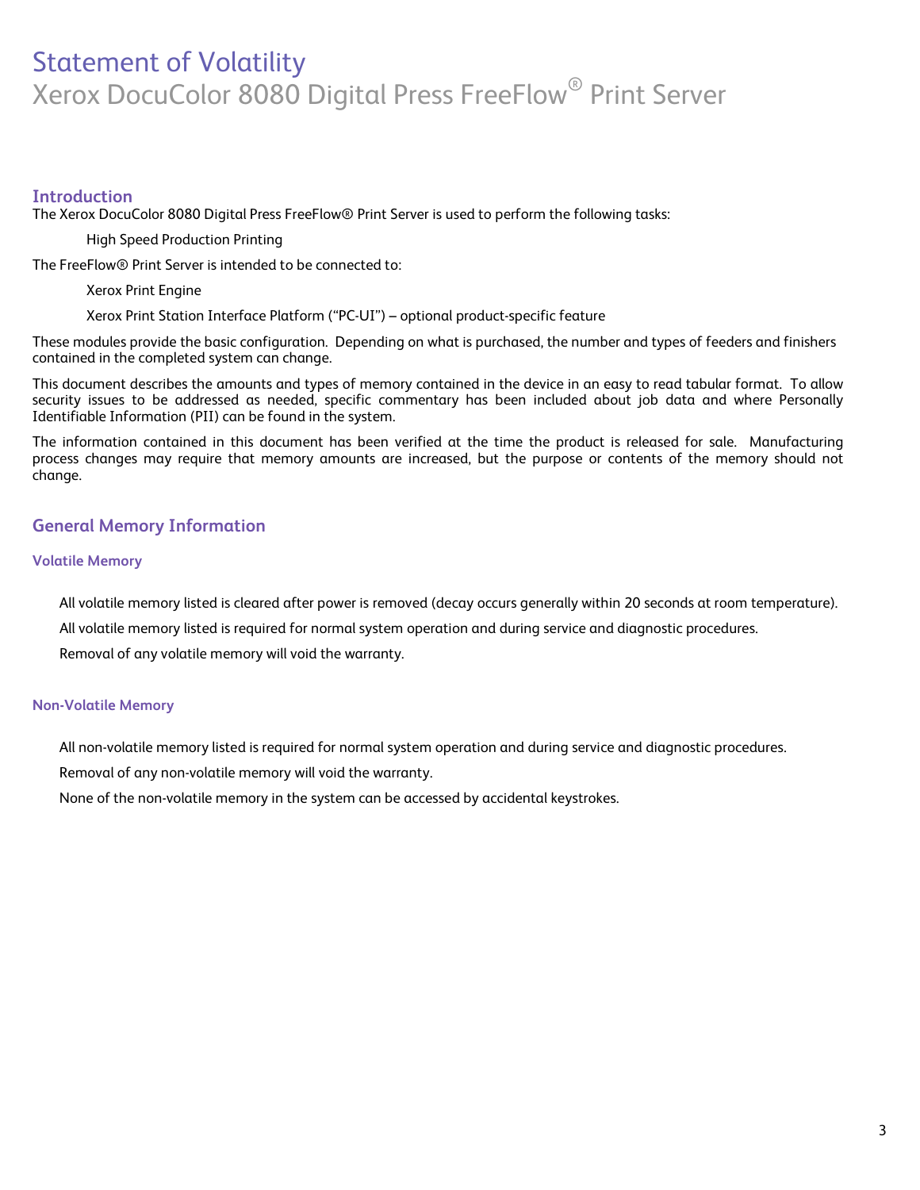# Statement of Volatility

Xerox DocuColor 8080 Digital Press FreeFlow® Print Server

## Introduction

The Xerox DocuColor 8080 Digital Press FreeFlow® Print Server is used to perform the following tasks:

High Speed Production Printing

The FreeFlow® Print Server is intended to be connected to:

Xerox Print Engine

Xerox Print Station Interface Platform ("PC-UI") – optional product-specific feature

These modules provide the basic configuration. Depending on what is purchased, the number and types of feeders and finishers contained in the completed system can change.

This document describes the amounts and types of memory contained in the device in an easy to read tabular format. To allow security issues to be addressed as needed, specific commentary has been included about job data and where Personally Identifiable Information (PII) can be found in the system.

The information contained in this document has been verified at the time the product is released for sale. Manufacturing process changes may require that memory amounts are increased, but the purpose or contents of the memory should not change.

## General Memory Information

### Volatile Memory

All volatile memory listed is cleared after power is removed (decay occurs generally within 20 seconds at room temperature).

All volatile memory listed is required for normal system operation and during service and diagnostic procedures.

Removal of any volatile memory will void the warranty.

### Non-Volatile Memory

All non-volatile memory listed is required for normal system operation and during service and diagnostic procedures.

Removal of any non-volatile memory will void the warranty.

None of the non-volatile memory in the system can be accessed by accidental keystrokes.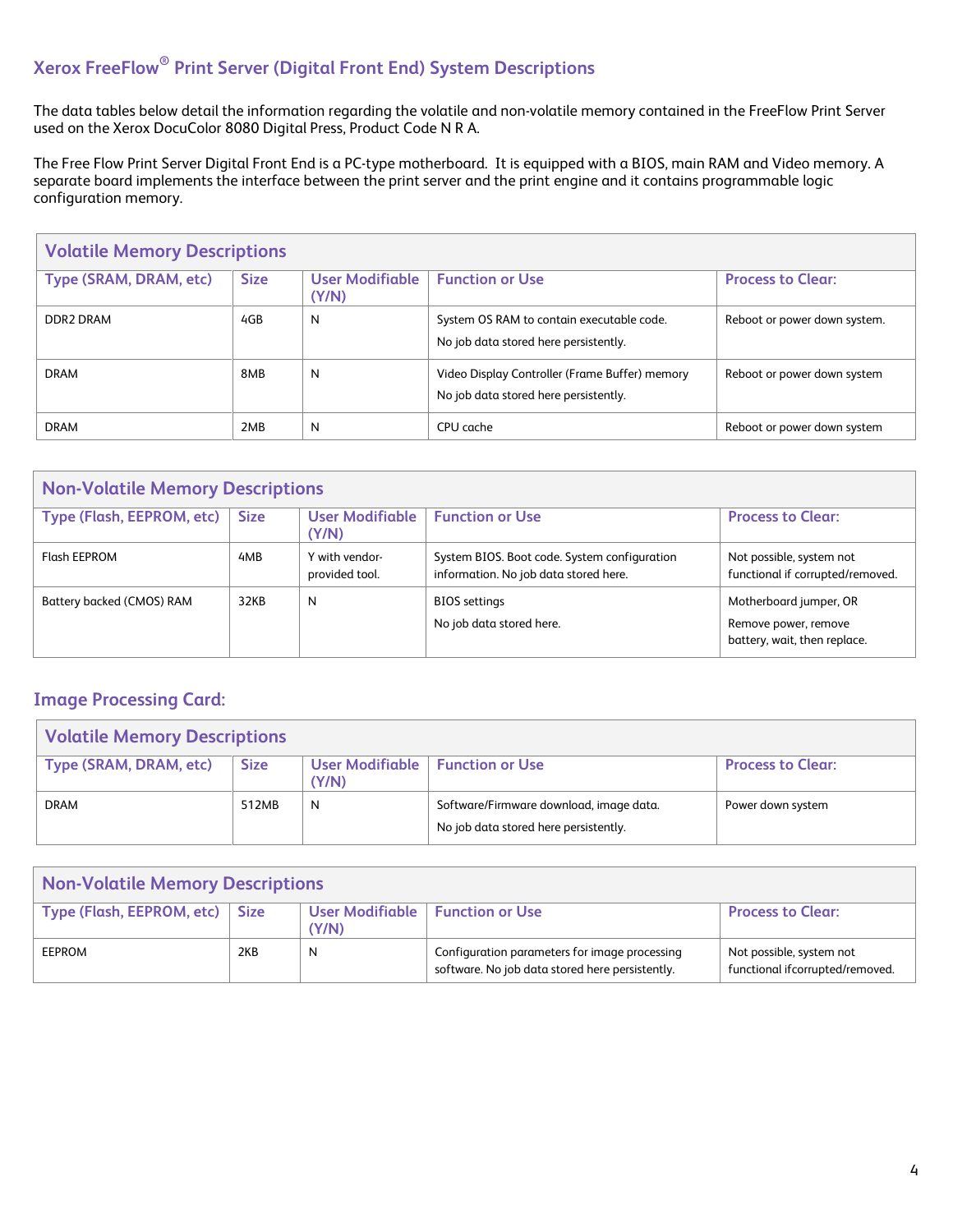## Xerox FreeFlow® Print Server (Digital Front End) System Descriptions

The data tables below detail the information regarding the volatile and non-volatile memory contained in the FreeFlow Print Server used on the Xerox DocuColor 8080 Digital Press, Product Code N R A.

The Free Flow Print Server Digital Front End is a PC-type motherboard. It is equipped with a BIOS, main RAM and Video memory. A separate board implements the interface between the print server and the print engine and it contains programmable logic configuration memory.

| Volatile Memory Descriptions | | | | |
|---|---|---|---|---|
| **Type (SRAM, DRAM, etc)** | **Size** | **User Modifiable (Y/N)** | **Function or Use** | **Process to Clear:** |
| DDR2 DRAM | 4GB | N | System OS RAM to contain executable code.<br>No job data stored here persistently. | Reboot or power down system. |
| DRAM | 8MB | N | Video Display Controller (Frame Buffer) memory<br>No job data stored here persistently. | Reboot or power down system |
| DRAM | 2MB | N | CPU cache | Reboot or power down system |

| Non-Volatile Memory Descriptions | | | | |
|---|---|---|---|---|
| **Type (Flash, EEPROM, etc)** | **Size** | **User Modifiable (Y/N)** | **Function or Use** | **Process to Clear:** |
| Flash EEPROM | 4MB | Y with vendor-provided tool. | System BIOS. Boot code. System configuration information. No job data stored here. | Not possible, system not functional if corrupted/removed. |
| Battery backed (CMOS) RAM | 32KB | N | BIOS settings<br>No job data stored here. | Motherboard jumper, OR<br>Remove power, remove battery, wait, then replace. |

### Image Processing Card:

| Volatile Memory Descriptions | | | | |
|---|---|---|---|---|
| **Type (SRAM, DRAM, etc)** | **Size** | **User Modifiable (Y/N)** | **Function or Use** | **Process to Clear:** |
| DRAM | 512MB | N | Software/Firmware download, image data.<br>No job data stored here persistently. | Power down system |

| Non-Volatile Memory Descriptions | | | | |
|---|---|---|---|---|
| **Type (Flash, EEPROM, etc)** | **Size** | **User Modifiable (Y/N)** | **Function or Use** | **Process to Clear:** |
| EEPROM | 2KB | N | Configuration parameters for image processing software. No job data stored here persistently. | Not possible, system not functional ifcorrupted/removed. |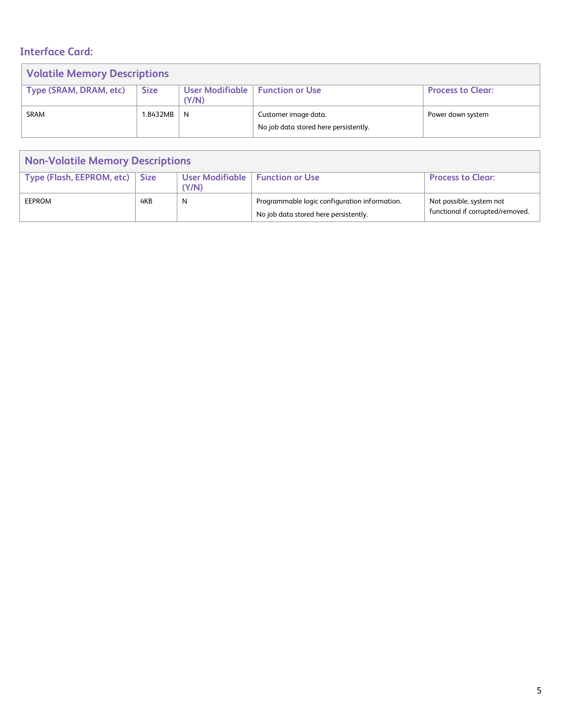### Interface Card:

**Volatile Memory Descriptions**

| Type (SRAM, DRAM, etc) | Size | User Modifiable (Y/N) | Function or Use | Process to Clear: |
|---|---|---|---|---|
| SRAM | 1.8432MB | N | Customer image data.<br>No job data stored here persistently. | Power down system |

**Non-Volatile Memory Descriptions**

| Type (Flash, EEPROM, etc) | Size | User Modifiable (Y/N) | Function or Use | Process to Clear: |
|---|---|---|---|---|
| EEPROM | 4KB | N | Programmable logic configuration information.<br>No job data stored here persistently. | Not possible, system not functional if corrupted/removed. |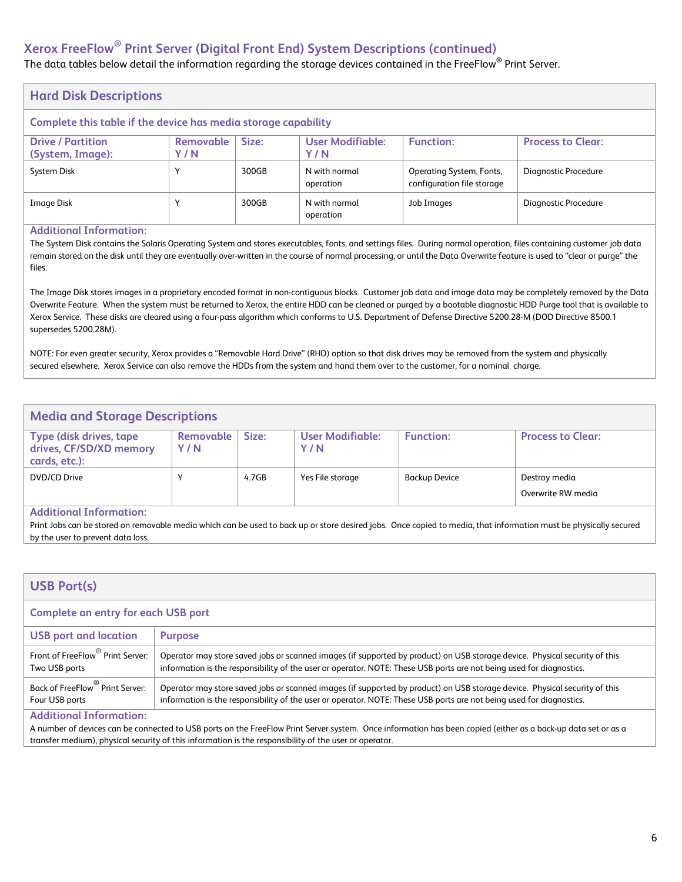## Xerox FreeFlow® Print Server (Digital Front End) System Descriptions (continued)

The data tables below detail the information regarding the storage devices contained in the FreeFlow® Print Server.

### Hard Disk Descriptions

**Complete this table if the device has media storage capability**

| Drive / Partition (System, Image): | Removable Y / N | Size: | User Modifiable: Y / N | Function: | Process to Clear: |
|---|---|---|---|---|---|
| System Disk | Y | 300GB | N with normal operation | Operating System, Fonts, configuration file storage | Diagnostic Procedure |
| Image Disk | Y | 300GB | N with normal operation | Job Images | Diagnostic Procedure |

**Additional Information:**

The System Disk contains the Solaris Operating System and stores executables, fonts, and settings files. During normal operation, files containing customer job data remain stored on the disk until they are eventually over-written in the course of normal processing, or until the Data Overwrite feature is used to "clear or purge" the files.

The Image Disk stores images in a proprietary encoded format in non-contiguous blocks. Customer job data and image data may be completely removed by the Data Overwrite Feature. When the system must be returned to Xerox, the entire HDD can be cleaned or purged by a bootable diagnostic HDD Purge tool that is available to Xerox Service. These disks are cleared using a four-pass algorithm which conforms to U.S. Department of Defense Directive 5200.28-M (DOD Directive 8500.1 supersedes 5200.28M).

NOTE: For even greater security, Xerox provides a "Removable Hard Drive" (RHD) option so that disk drives may be removed from the system and physically secured elsewhere. Xerox Service can also remove the HDDs from the system and hand them over to the customer, for a nominal charge.

### Media and Storage Descriptions

| Type (disk drives, tape drives, CF/SD/XD memory cards, etc.): | Removable Y / N | Size: | User Modifiable: Y / N | Function: | Process to Clear: |
|---|---|---|---|---|---|
| DVD/CD Drive | Y | 4.7GB | Yes File storage | Backup Device | Destroy media<br>Overwrite RW media |

**Additional Information:**

Print Jobs can be stored on removable media which can be used to back up or store desired jobs. Once copied to media, that information must be physically secured by the user to prevent data loss.

### USB Port(s)

**Complete an entry for each USB port**

| USB port and location | Purpose |
|---|---|
| Front of FreeFlow® Print Server: Two USB ports | Operator may store saved jobs or scanned images (if supported by product) on USB storage device. Physical security of this information is the responsibility of the user or operator. NOTE: These USB ports are not being used for diagnostics. |
| Back of FreeFlow® Print Server: Four USB ports | Operator may store saved jobs or scanned images (if supported by product) on USB storage device. Physical security of this information is the responsibility of the user or operator. NOTE: These USB ports are not being used for diagnostics. |

**Additional Information:**

A number of devices can be connected to USB ports on the FreeFlow Print Server system. Once information has been copied (either as a back-up data set or as a transfer medium), physical security of this information is the responsibility of the user or operator.